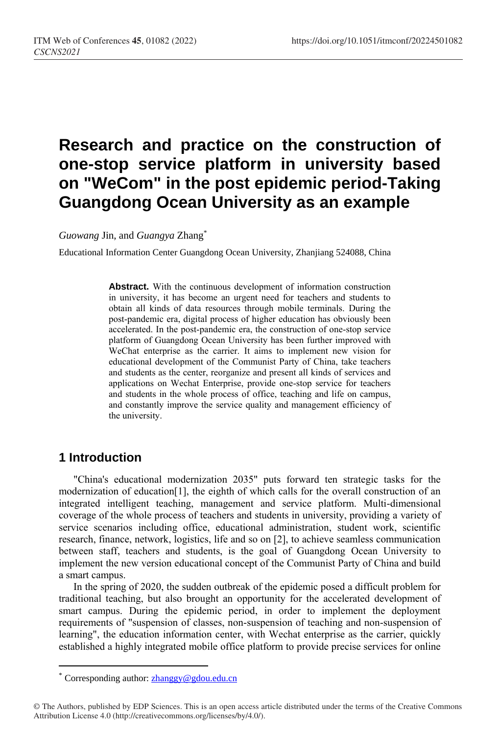# Research and practice on the construction of one-stop service platform in university based on "WeCom" in the post epidemic period-Taking Guangdong Ocean University as an example

*Guowang* Jin, and *Guangya* Zhang*

Educational Information Center Guangdong Ocean University, Zhanjiang 524088, China

**Abstract.** With the continuous development of information construction in university, it has become an urgent need for teachers and students to obtain all kinds of data resources through mobile terminals. During the post-pandemic era, digital process of higher education has obviously been accelerated. In the post-pandemic era, the construction of one-stop service platform of Guangdong Ocean University has been further improved with WeChat enterprise as the carrier. It aims to implement new vision for educational development of the Communist Party of China, take teachers and students as the center, reorganize and present all kinds of services and applications on Wechat Enterprise, provide one-stop service for teachers and students in the whole process of office, teaching and life on campus, and constantly improve the service quality and management efficiency of the university.

## 1 Introduction

"China's educational modernization 2035" puts forward ten strategic tasks for the modernization of education[1], the eighth of which calls for the overall construction of an integrated intelligent teaching, management and service platform. Multi-dimensional coverage of the whole process of teachers and students in university, providing a variety of service scenarios including office, educational administration, student work, scientific research, finance, network, logistics, life and so on [2], to achieve seamless communication between staff, teachers and students, is the goal of Guangdong Ocean University to implement the new version educational concept of the Communist Party of China and build a smart campus.

In the spring of 2020, the sudden outbreak of the epidemic posed a difficult problem for traditional teaching, but also brought an opportunity for the accelerated development of smart campus. During the epidemic period, in order to implement the deployment requirements of "suspension of classes, non-suspension of teaching and non-suspension of learning", the education information center, with Wechat enterprise as the carrier, quickly established a highly integrated mobile office platform to provide precise services for online

---

* Corresponding author: zhanggy@gdou.edu.cn

© The Authors, published by EDP Sciences. This is an open access article distributed under the terms of the Creative Commons Attribution License 4.0 (http://creativecommons.org/licenses/by/4.0/).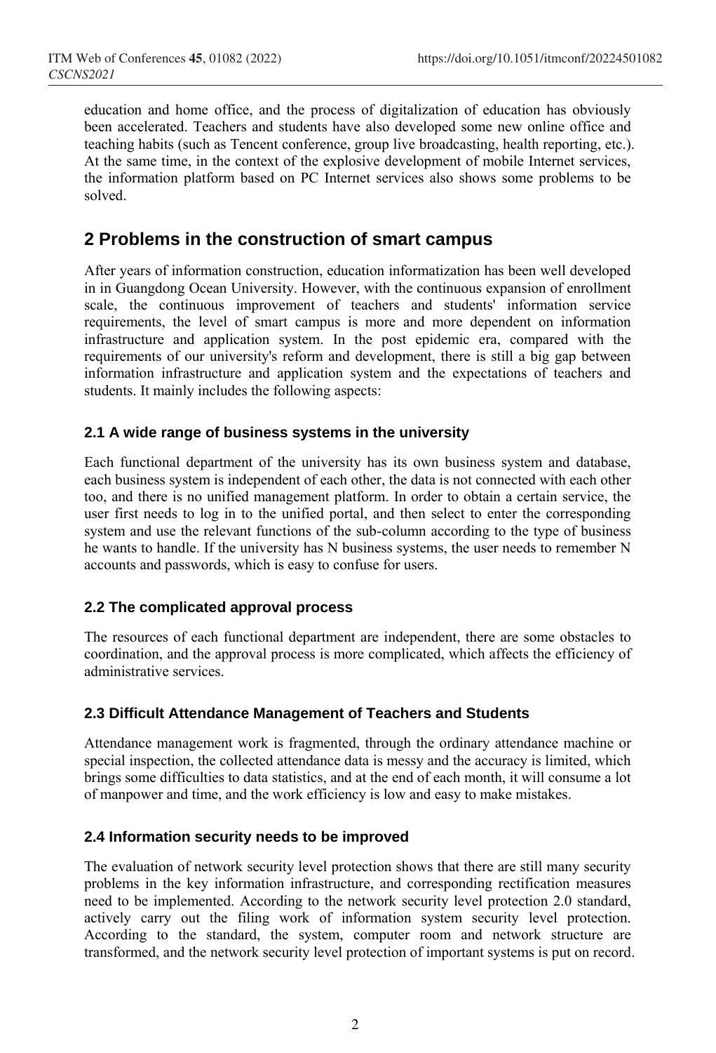education and home office, and the process of digitalization of education has obviously been accelerated. Teachers and students have also developed some new online office and teaching habits (such as Tencent conference, group live broadcasting, health reporting, etc.). At the same time, in the context of the explosive development of mobile Internet services, the information platform based on PC Internet services also shows some problems to be solved.

## 2 Problems in the construction of smart campus

After years of information construction, education informatization has been well developed in in Guangdong Ocean University. However, with the continuous expansion of enrollment scale, the continuous improvement of teachers and students' information service requirements, the level of smart campus is more and more dependent on information infrastructure and application system. In the post epidemic era, compared with the requirements of our university's reform and development, there is still a big gap between information infrastructure and application system and the expectations of teachers and students. It mainly includes the following aspects:

### 2.1 A wide range of business systems in the university

Each functional department of the university has its own business system and database, each business system is independent of each other, the data is not connected with each other too, and there is no unified management platform. In order to obtain a certain service, the user first needs to log in to the unified portal, and then select to enter the corresponding system and use the relevant functions of the sub-column according to the type of business he wants to handle. If the university has N business systems, the user needs to remember N accounts and passwords, which is easy to confuse for users.

### 2.2 The complicated approval process

The resources of each functional department are independent, there are some obstacles to coordination, and the approval process is more complicated, which affects the efficiency of administrative services.

### 2.3 Difficult Attendance Management of Teachers and Students

Attendance management work is fragmented, through the ordinary attendance machine or special inspection, the collected attendance data is messy and the accuracy is limited, which brings some difficulties to data statistics, and at the end of each month, it will consume a lot of manpower and time, and the work efficiency is low and easy to make mistakes.

### 2.4 Information security needs to be improved

The evaluation of network security level protection shows that there are still many security problems in the key information infrastructure, and corresponding rectification measures need to be implemented. According to the network security level protection 2.0 standard, actively carry out the filing work of information system security level protection. According to the standard, the system, computer room and network structure are transformed, and the network security level protection of important systems is put on record.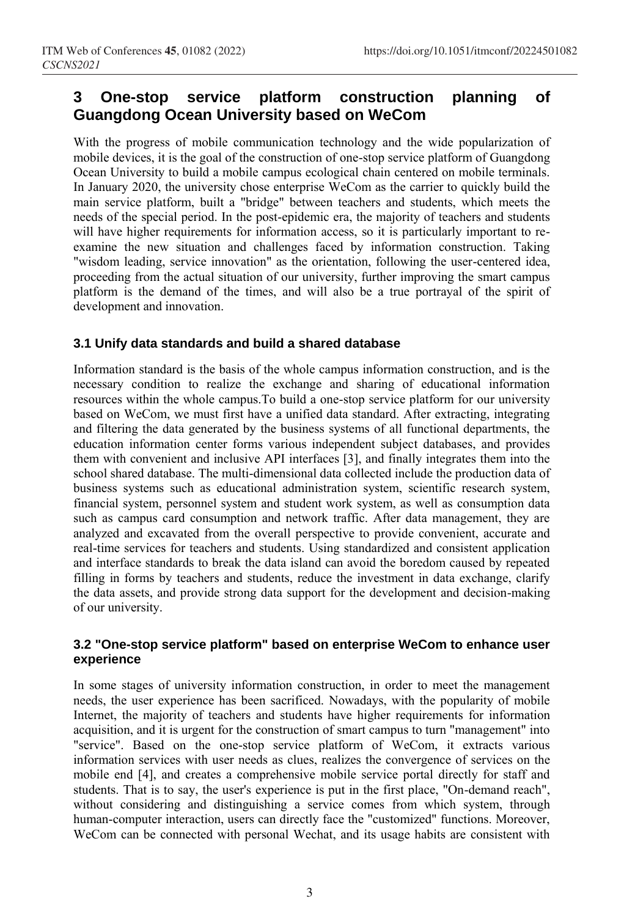## 3 One-stop service platform construction planning of Guangdong Ocean University based on WeCom

With the progress of mobile communication technology and the wide popularization of mobile devices, it is the goal of the construction of one-stop service platform of Guangdong Ocean University to build a mobile campus ecological chain centered on mobile terminals. In January 2020, the university chose enterprise WeCom as the carrier to quickly build the main service platform, built a "bridge" between teachers and students, which meets the needs of the special period. In the post-epidemic era, the majority of teachers and students will have higher requirements for information access, so it is particularly important to re-examine the new situation and challenges faced by information construction. Taking "wisdom leading, service innovation" as the orientation, following the user-centered idea, proceeding from the actual situation of our university, further improving the smart campus platform is the demand of the times, and will also be a true portrayal of the spirit of development and innovation.

### 3.1 Unify data standards and build a shared database

Information standard is the basis of the whole campus information construction, and is the necessary condition to realize the exchange and sharing of educational information resources within the whole campus.To build a one-stop service platform for our university based on WeCom, we must first have a unified data standard. After extracting, integrating and filtering the data generated by the business systems of all functional departments, the education information center forms various independent subject databases, and provides them with convenient and inclusive API interfaces [3], and finally integrates them into the school shared database. The multi-dimensional data collected include the production data of business systems such as educational administration system, scientific research system, financial system, personnel system and student work system, as well as consumption data such as campus card consumption and network traffic. After data management, they are analyzed and excavated from the overall perspective to provide convenient, accurate and real-time services for teachers and students. Using standardized and consistent application and interface standards to break the data island can avoid the boredom caused by repeated filling in forms by teachers and students, reduce the investment in data exchange, clarify the data assets, and provide strong data support for the development and decision-making of our university.

### 3.2 "One-stop service platform" based on enterprise WeCom to enhance user experience

In some stages of university information construction, in order to meet the management needs, the user experience has been sacrificed. Nowadays, with the popularity of mobile Internet, the majority of teachers and students have higher requirements for information acquisition, and it is urgent for the construction of smart campus to turn "management" into "service". Based on the one-stop service platform of WeCom, it extracts various information services with user needs as clues, realizes the convergence of services on the mobile end [4], and creates a comprehensive mobile service portal directly for staff and students. That is to say, the user's experience is put in the first place, "On-demand reach", without considering and distinguishing a service comes from which system, through human-computer interaction, users can directly face the "customized" functions. Moreover, WeCom can be connected with personal Wechat, and its usage habits are consistent with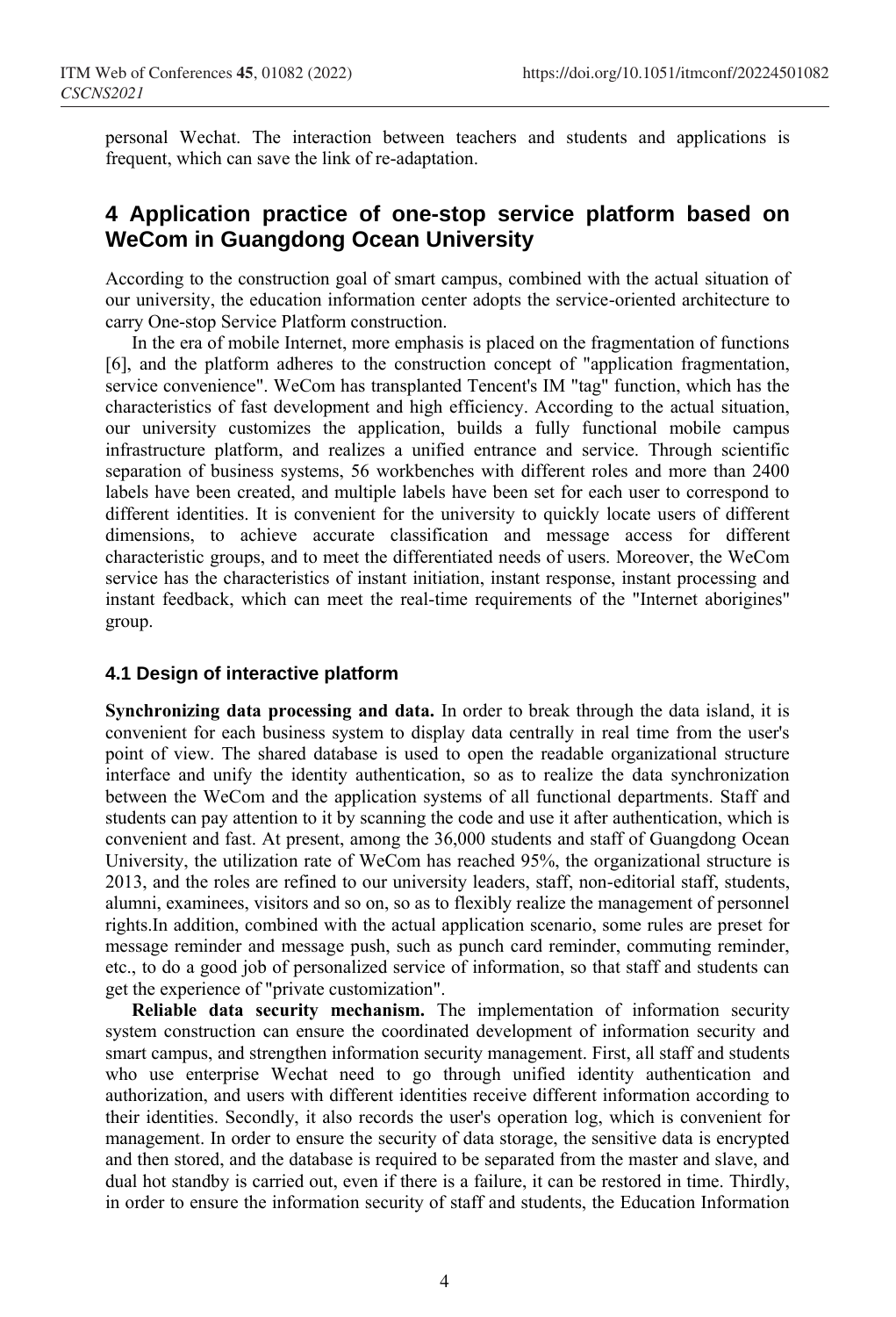personal Wechat. The interaction between teachers and students and applications is frequent, which can save the link of re-adaptation.

## 4 Application practice of one-stop service platform based on WeCom in Guangdong Ocean University

According to the construction goal of smart campus, combined with the actual situation of our university, the education information center adopts the service-oriented architecture to carry One-stop Service Platform construction.

In the era of mobile Internet, more emphasis is placed on the fragmentation of functions [6], and the platform adheres to the construction concept of "application fragmentation, service convenience". WeCom has transplanted Tencent's IM "tag" function, which has the characteristics of fast development and high efficiency. According to the actual situation, our university customizes the application, builds a fully functional mobile campus infrastructure platform, and realizes a unified entrance and service. Through scientific separation of business systems, 56 workbenches with different roles and more than 2400 labels have been created, and multiple labels have been set for each user to correspond to different identities. It is convenient for the university to quickly locate users of different dimensions, to achieve accurate classification and message access for different characteristic groups, and to meet the differentiated needs of users. Moreover, the WeCom service has the characteristics of instant initiation, instant response, instant processing and instant feedback, which can meet the real-time requirements of the "Internet aborigines" group.

### 4.1 Design of interactive platform

**Synchronizing data processing and data.** In order to break through the data island, it is convenient for each business system to display data centrally in real time from the user's point of view. The shared database is used to open the readable organizational structure interface and unify the identity authentication, so as to realize the data synchronization between the WeCom and the application systems of all functional departments. Staff and students can pay attention to it by scanning the code and use it after authentication, which is convenient and fast. At present, among the 36,000 students and staff of Guangdong Ocean University, the utilization rate of WeCom has reached 95%, the organizational structure is 2013, and the roles are refined to our university leaders, staff, non-editorial staff, students, alumni, examinees, visitors and so on, so as to flexibly realize the management of personnel rights.In addition, combined with the actual application scenario, some rules are preset for message reminder and message push, such as punch card reminder, commuting reminder, etc., to do a good job of personalized service of information, so that staff and students can get the experience of "private customization".

**Reliable data security mechanism.** The implementation of information security system construction can ensure the coordinated development of information security and smart campus, and strengthen information security management. First, all staff and students who use enterprise Wechat need to go through unified identity authentication and authorization, and users with different identities receive different information according to their identities. Secondly, it also records the user's operation log, which is convenient for management. In order to ensure the security of data storage, the sensitive data is encrypted and then stored, and the database is required to be separated from the master and slave, and dual hot standby is carried out, even if there is a failure, it can be restored in time. Thirdly, in order to ensure the information security of staff and students, the Education Information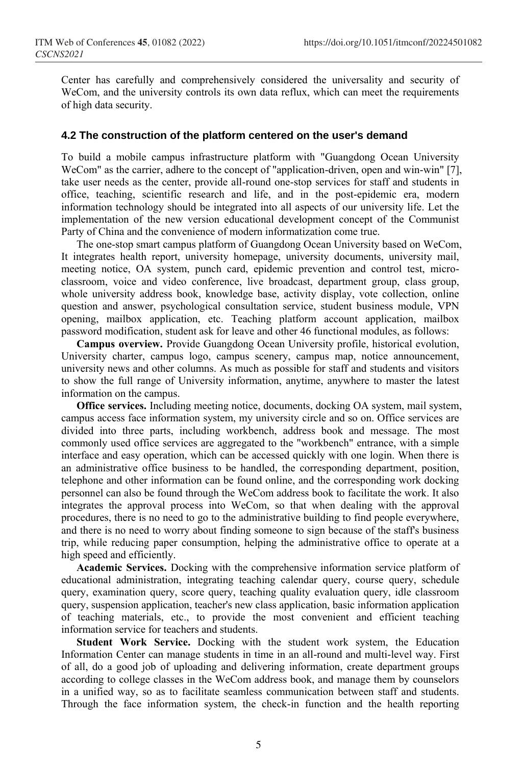Center has carefully and comprehensively considered the universality and security of WeCom, and the university controls its own data reflux, which can meet the requirements of high data security.

### 4.2 The construction of the platform centered on the user's demand

To build a mobile campus infrastructure platform with "Guangdong Ocean University WeCom" as the carrier, adhere to the concept of "application-driven, open and win-win" [7], take user needs as the center, provide all-round one-stop services for staff and students in office, teaching, scientific research and life, and in the post-epidemic era, modern information technology should be integrated into all aspects of our university life. Let the implementation of the new version educational development concept of the Communist Party of China and the convenience of modern informatization come true.

The one-stop smart campus platform of Guangdong Ocean University based on WeCom, It integrates health report, university homepage, university documents, university mail, meeting notice, OA system, punch card, epidemic prevention and control test, micro-classroom, voice and video conference, live broadcast, department group, class group, whole university address book, knowledge base, activity display, vote collection, online question and answer, psychological consultation service, student business module, VPN opening, mailbox application, etc. Teaching platform account application, mailbox password modification, student ask for leave and other 46 functional modules, as follows:

**Campus overview.** Provide Guangdong Ocean University profile, historical evolution, University charter, campus logo, campus scenery, campus map, notice announcement, university news and other columns. As much as possible for staff and students and visitors to show the full range of University information, anytime, anywhere to master the latest information on the campus.

**Office services.** Including meeting notice, documents, docking OA system, mail system, campus access face information system, my university circle and so on. Office services are divided into three parts, including workbench, address book and message. The most commonly used office services are aggregated to the "workbench" entrance, with a simple interface and easy operation, which can be accessed quickly with one login. When there is an administrative office business to be handled, the corresponding department, position, telephone and other information can be found online, and the corresponding work docking personnel can also be found through the WeCom address book to facilitate the work. It also integrates the approval process into WeCom, so that when dealing with the approval procedures, there is no need to go to the administrative building to find people everywhere, and there is no need to worry about finding someone to sign because of the staff's business trip, while reducing paper consumption, helping the administrative office to operate at a high speed and efficiently.

**Academic Services.** Docking with the comprehensive information service platform of educational administration, integrating teaching calendar query, course query, schedule query, examination query, score query, teaching quality evaluation query, idle classroom query, suspension application, teacher's new class application, basic information application of teaching materials, etc., to provide the most convenient and efficient teaching information service for teachers and students.

**Student Work Service.** Docking with the student work system, the Education Information Center can manage students in time in an all-round and multi-level way. First of all, do a good job of uploading and delivering information, create department groups according to college classes in the WeCom address book, and manage them by counselors in a unified way, so as to facilitate seamless communication between staff and students. Through the face information system, the check-in function and the health reporting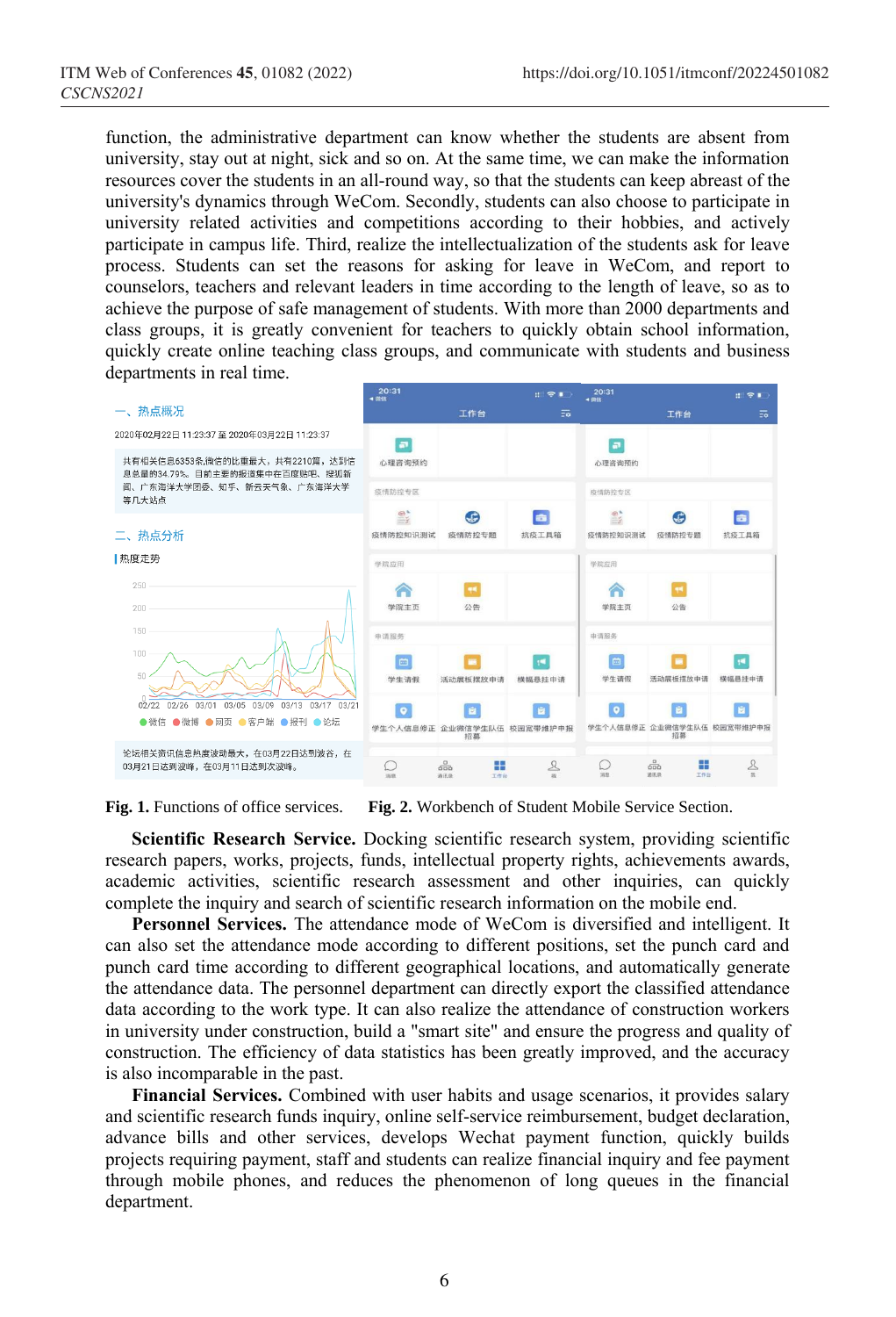function, the administrative department can know whether the students are absent from university, stay out at night, sick and so on. At the same time, we can make the information resources cover the students in an all-round way, so that the students can keep abreast of the university's dynamics through WeCom. Secondly, students can also choose to participate in university related activities and competitions according to their hobbies, and actively participate in campus life. Third, realize the intellectualization of the students ask for leave process. Students can set the reasons for asking for leave in WeCom, and report to counselors, teachers and relevant leaders in time according to the length of leave, so as to achieve the purpose of safe management of students. With more than 2000 departments and class groups, it is greatly convenient for teachers to quickly obtain school information, quickly create online teaching class groups, and communicate with students and business departments in real time.

**Fig. 1.** Functions of office services. **Fig. 2.** Workbench of Student Mobile Service Section.

**Scientific Research Service.** Docking scientific research system, providing scientific research papers, works, projects, funds, intellectual property rights, achievements awards, academic activities, scientific research assessment and other inquiries, can quickly complete the inquiry and search of scientific research information on the mobile end.

**Personnel Services.** The attendance mode of WeCom is diversified and intelligent. It can also set the attendance mode according to different positions, set the punch card and punch card time according to different geographical locations, and automatically generate the attendance data. The personnel department can directly export the classified attendance data according to the work type. It can also realize the attendance of construction workers in university under construction, build a "smart site" and ensure the progress and quality of construction. The efficiency of data statistics has been greatly improved, and the accuracy is also incomparable in the past.

**Financial Services.** Combined with user habits and usage scenarios, it provides salary and scientific research funds inquiry, online self-service reimbursement, budget declaration, advance bills and other services, develops Wechat payment function, quickly builds projects requiring payment, staff and students can realize financial inquiry and fee payment through mobile phones, and reduces the phenomenon of long queues in the financial department.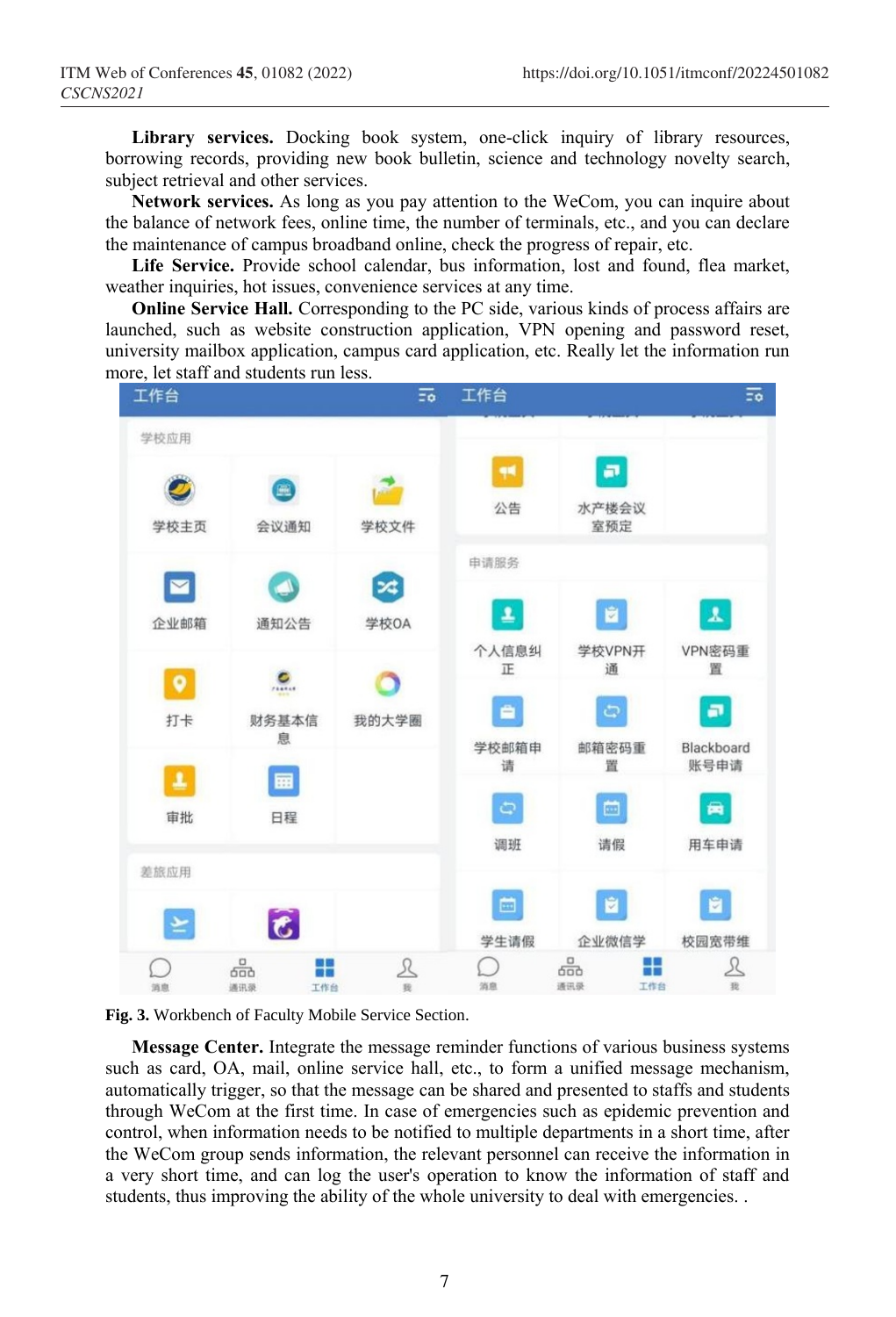**Library services.** Docking book system, one-click inquiry of library resources, borrowing records, providing new book bulletin, science and technology novelty search, subject retrieval and other services.

**Network services.** As long as you pay attention to the WeCom, you can inquire about the balance of network fees, online time, the number of terminals, etc., and you can declare the maintenance of campus broadband online, check the progress of repair, etc.

**Life Service.** Provide school calendar, bus information, lost and found, flea market, weather inquiries, hot issues, convenience services at any time.

**Online Service Hall.** Corresponding to the PC side, various kinds of process affairs are launched, such as website construction application, VPN opening and password reset, university mailbox application, campus card application, etc. Really let the information run more, let staff and students run less.

**Fig. 3.** Workbench of Faculty Mobile Service Section.

**Message Center.** Integrate the message reminder functions of various business systems such as card, OA, mail, online service hall, etc., to form a unified message mechanism, automatically trigger, so that the message can be shared and presented to staffs and students through WeCom at the first time. In case of emergencies such as epidemic prevention and control, when information needs to be notified to multiple departments in a short time, after the WeCom group sends information, the relevant personnel can receive the information in a very short time, and can log the user's operation to know the information of staff and students, thus improving the ability of the whole university to deal with emergencies. .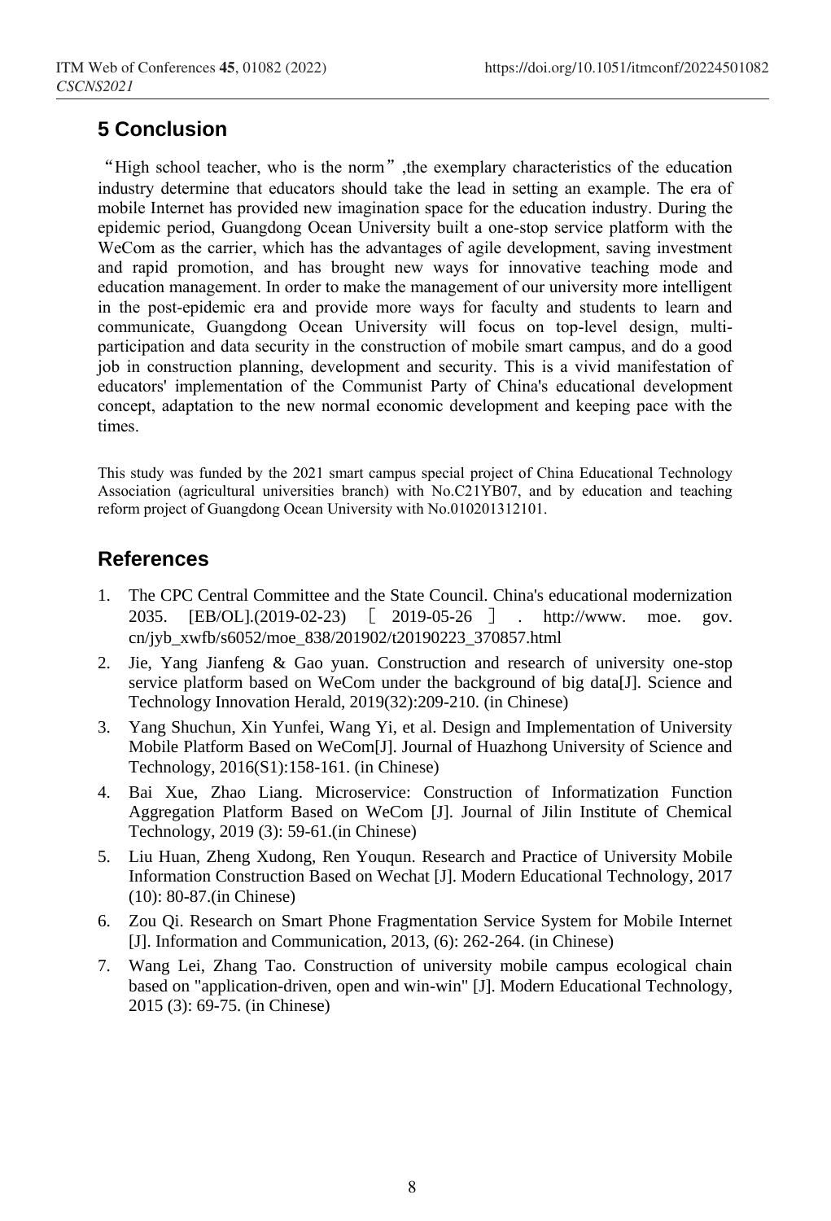## 5 Conclusion

“High school teacher, who is the norm”,the exemplary characteristics of the education industry determine that educators should take the lead in setting an example. The era of mobile Internet has provided new imagination space for the education industry. During the epidemic period, Guangdong Ocean University built a one-stop service platform with the WeCom as the carrier, which has the advantages of agile development, saving investment and rapid promotion, and has brought new ways for innovative teaching mode and education management. In order to make the management of our university more intelligent in the post-epidemic era and provide more ways for faculty and students to learn and communicate, Guangdong Ocean University will focus on top-level design, multi-participation and data security in the construction of mobile smart campus, and do a good job in construction planning, development and security. This is a vivid manifestation of educators' implementation of the Communist Party of China's educational development concept, adaptation to the new normal economic development and keeping pace with the times.

This study was funded by the 2021 smart campus special project of China Educational Technology Association (agricultural universities branch) with No.C21YB07, and by education and teaching reform project of Guangdong Ocean University with No.010201312101.

## References

1. The CPC Central Committee and the State Council. China's educational modernization 2035. [EB/OL].(2019-02-23) ［2019-05-26］. http://www. moe. gov. cn/jyb_xwfb/s6052/moe_838/201902/t20190223_370857.html
2. Jie, Yang Jianfeng & Gao yuan. Construction and research of university one-stop service platform based on WeCom under the background of big data[J]. Science and Technology Innovation Herald, 2019(32):209-210. (in Chinese)
3. Yang Shuchun, Xin Yunfei, Wang Yi, et al. Design and Implementation of University Mobile Platform Based on WeCom[J]. Journal of Huazhong University of Science and Technology, 2016(S1):158-161. (in Chinese)
4. Bai Xue, Zhao Liang. Microservice: Construction of Informatization Function Aggregation Platform Based on WeCom [J]. Journal of Jilin Institute of Chemical Technology, 2019 (3): 59-61.(in Chinese)
5. Liu Huan, Zheng Xudong, Ren Youqun. Research and Practice of University Mobile Information Construction Based on Wechat [J]. Modern Educational Technology, 2017 (10): 80-87.(in Chinese)
6. Zou Qi. Research on Smart Phone Fragmentation Service System for Mobile Internet [J]. Information and Communication, 2013, (6): 262-264. (in Chinese)
7. Wang Lei, Zhang Tao. Construction of university mobile campus ecological chain based on "application-driven, open and win-win" [J]. Modern Educational Technology, 2015 (3): 69-75. (in Chinese)